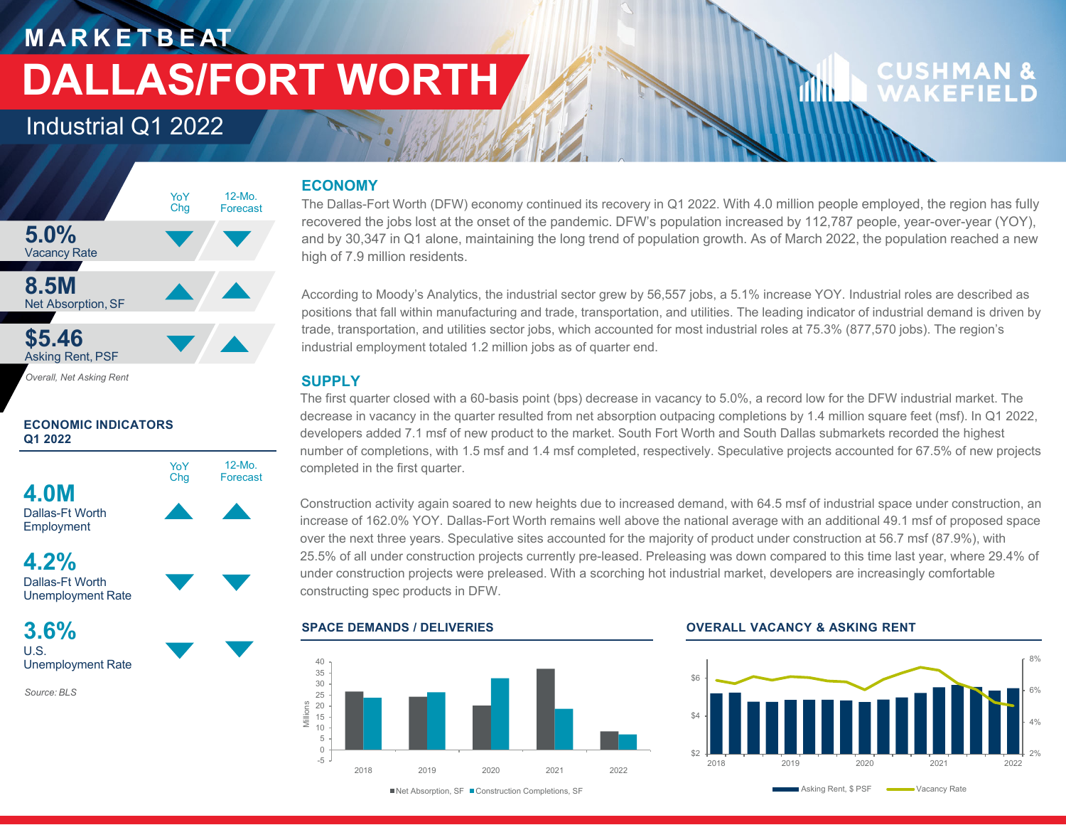MARKETBEAT

# DALLAS/FORT WORTH

Industrial Q1 2022

| | YoY Chg | 12-Mo. Forecast |
|---|---|---|
| **5.0%** Vacancy Rate | ▼ | ▼ |
| **8.5M** Net Absorption, SF | ▲ | ▲ |
| **$5.46** Asking Rent, PSF | ▼ | ▲ |

*Overall, Net Asking Rent*

**ECONOMIC INDICATORS Q1 2022**

| | YoY Chg | 12-Mo. Forecast |
|---|---|---|
| **4.0M** Dallas-Ft Worth Employment | ▲ | ▲ |
| **4.2%** Dallas-Ft Worth Unemployment Rate | ▼ | ▼ |
| **3.6%** U.S. Unemployment Rate | ▼ | ▼ |

*Source: BLS*

## ECONOMY

The Dallas-Fort Worth (DFW) economy continued its recovery in Q1 2022. With 4.0 million people employed, the region has fully recovered the jobs lost at the onset of the pandemic. DFW's population increased by 112,787 people, year-over-year (YOY), and by 30,347 in Q1 alone, maintaining the long trend of population growth. As of March 2022, the population reached a new high of 7.9 million residents.

According to Moody's Analytics, the industrial sector grew by 56,557 jobs, a 5.1% increase YOY. Industrial roles are described as positions that fall within manufacturing and trade, transportation, and utilities. The leading indicator of industrial demand is driven by trade, transportation, and utilities sector jobs, which accounted for most industrial roles at 75.3% (877,570 jobs). The region's industrial employment totaled 1.2 million jobs as of quarter end.

## SUPPLY

The first quarter closed with a 60-basis point (bps) decrease in vacancy to 5.0%, a record low for the DFW industrial market. The decrease in vacancy in the quarter resulted from net absorption outpacing completions by 1.4 million square feet (msf). In Q1 2022, developers added 7.1 msf of new product to the market. South Fort Worth and South Dallas submarkets recorded the highest number of completions, with 1.5 msf and 1.4 msf completed, respectively. Speculative projects accounted for 67.5% of new projects completed in the first quarter.

Construction activity again soared to new heights due to increased demand, with 64.5 msf of industrial space under construction, an increase of 162.0% YOY. Dallas-Fort Worth remains well above the national average with an additional 49.1 msf of proposed space over the next three years. Speculative sites accounted for the majority of product under construction at 56.7 msf (87.9%), with 25.5% of all under construction projects currently pre-leased. Preleasing was down compared to this time last year, where 29.4% of under construction projects were preleased. With a scorching hot industrial market, developers are increasingly comfortable constructing spec products in DFW.

**SPACE DEMANDS / DELIVERIES**

Legend: Net Absorption, SF; Construction Completions, SF (Millions). Years: 2018, 2019, 2020, 2021, 2022.

**OVERALL VACANCY & ASKING RENT**

Legend: Asking Rent, $ PSF; Vacancy Rate. Years: 2018–2022.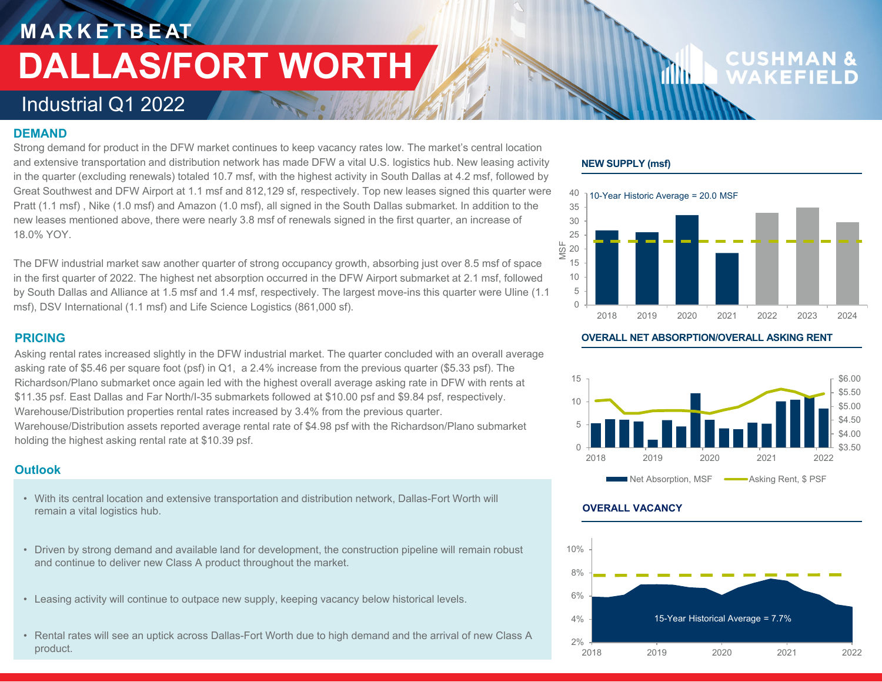# MARKETBEAT

# DALLAS/FORT WORTH

## Industrial Q1 2022

### DEMAND

Strong demand for product in the DFW market continues to keep vacancy rates low. The market's central location and extensive transportation and distribution network has made DFW a vital U.S. logistics hub. New leasing activity in the quarter (excluding renewals) totaled 10.7 msf, with the highest activity in South Dallas at 4.2 msf, followed by Great Southwest and DFW Airport at 1.1 msf and 812,129 sf, respectively. Top new leases signed this quarter were Pratt (1.1 msf) , Nike (1.0 msf) and Amazon (1.0 msf), all signed in the South Dallas submarket. In addition to the new leases mentioned above, there were nearly 3.8 msf of renewals signed in the first quarter, an increase of 18.0% YOY.

The DFW industrial market saw another quarter of strong occupancy growth, absorbing just over 8.5 msf of space in the first quarter of 2022. The highest net absorption occurred in the DFW Airport submarket at 2.1 msf, followed by South Dallas and Alliance at 1.5 msf and 1.4 msf, respectively. The largest move-ins this quarter were Uline (1.1 msf), DSV International (1.1 msf) and Life Science Logistics (861,000 sf).

### PRICING

Asking rental rates increased slightly in the DFW industrial market. The quarter concluded with an overall average asking rate of $5.46 per square foot (psf) in Q1, a 2.4% increase from the previous quarter ($5.33 psf). The Richardson/Plano submarket once again led with the highest overall average asking rate in DFW with rents at $11.35 psf. East Dallas and Far North/I-35 submarkets followed at $10.00 psf and $9.84 psf, respectively. Warehouse/Distribution properties rental rates increased by 3.4% from the previous quarter. Warehouse/Distribution assets reported average rental rate of $4.98 psf with the Richardson/Plano submarket holding the highest asking rental rate at $10.39 psf.

### Outlook

- With its central location and extensive transportation and distribution network, Dallas-Fort Worth will remain a vital logistics hub.
- Driven by strong demand and available land for development, the construction pipeline will remain robust and continue to deliver new Class A product throughout the market.
- Leasing activity will continue to outpace new supply, keeping vacancy below historical levels.
- Rental rates will see an uptick across Dallas-Fort Worth due to high demand and the arrival of new Class A product.

### NEW SUPPLY (msf)

10-Year Historic Average = 20.0 MSF

### OVERALL NET ABSORPTION/OVERALL ASKING RENT

Net Absorption, MSF; Asking Rent, $ PSF

### OVERALL VACANCY

15-Year Historical Average = 7.7%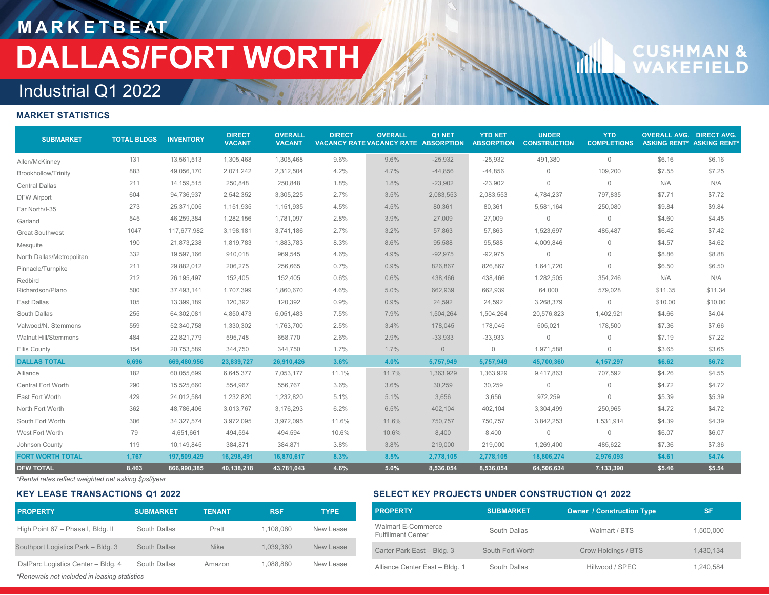# MARKETBEAT

# DALLAS/FORT WORTH

## Industrial Q1 2022

### MARKET STATISTICS

| SUBMARKET | TOTAL BLDGS | INVENTORY | DIRECT VACANT | OVERALL VACANT | DIRECT VACANCY RATE | OVERALL VACANCY RATE | Q1 NET ABSORPTION | YTD NET ABSORPTION | UNDER CONSTRUCTION | YTD COMPLETIONS | OVERALL AVG. ASKING RENT* | DIRECT AVG. ASKING RENT* |
|---|---|---|---|---|---|---|---|---|---|---|---|---|
| Allen/McKinney | 131 | 13,561,513 | 1,305,468 | 1,305,468 | 9.6% | 9.6% | -25,932 | -25,932 | 491,380 | 0 | $6.16 | $6.16 |
| Brookhollow/Trinity | 883 | 49,056,170 | 2,071,242 | 2,312,504 | 4.2% | 4.7% | -44,856 | -44,856 | 0 | 109,200 | $7.55 | $7.25 |
| Central Dallas | 211 | 14,159,515 | 250,848 | 250,848 | 1.8% | 1.8% | -23,902 | -23,902 | 0 | 0 | N/A | N/A |
| DFW Airport | 604 | 94,736,937 | 2,542,352 | 3,305,225 | 2.7% | 3.5% | 2,083,553 | 2,083,553 | 4,784,237 | 797,835 | $7.71 | $7.72 |
| Far North/I-35 | 273 | 25,371,005 | 1,151,935 | 1,151,935 | 4.5% | 4.5% | 80,361 | 80,361 | 5,581,164 | 250,080 | $9.84 | $9.84 |
| Garland | 545 | 46,259,384 | 1,282,156 | 1,781,097 | 2.8% | 3.9% | 27,009 | 27,009 | 0 | 0 | $4.60 | $4.45 |
| Great Southwest | 1047 | 117,677,982 | 3,198,181 | 3,741,186 | 2.7% | 3.2% | 57,863 | 57,863 | 1,523,697 | 485,487 | $6.42 | $7.42 |
| Mesquite | 190 | 21,873,238 | 1,819,783 | 1,883,783 | 8.3% | 8.6% | 95,588 | 95,588 | 4,009,846 | 0 | $4.57 | $4.62 |
| North Dallas/Metropolitan | 332 | 19,597,166 | 910,018 | 969,545 | 4.6% | 4.9% | -92,975 | -92,975 | 0 | 0 | $8.86 | $8.88 |
| Pinnacle/Turnpike | 211 | 29,882,012 | 206,275 | 256,665 | 0.7% | 0.9% | 826,867 | 826,867 | 1,641,720 | 0 | $6.50 | $6.50 |
| Redbird | 212 | 26,195,497 | 152,405 | 152,405 | 0.6% | 0.6% | 438,466 | 438,466 | 1,282,505 | 354,246 | N/A | N/A |
| Richardson/Plano | 500 | 37,493,141 | 1,707,399 | 1,860,670 | 4.6% | 5.0% | 662,939 | 662,939 | 64,000 | 579,028 | $11.35 | $11.34 |
| East Dallas | 105 | 13,399,189 | 120,392 | 120,392 | 0.9% | 0.9% | 24,592 | 24,592 | 3,268,379 | 0 | $10.00 | $10.00 |
| South Dallas | 255 | 64,302,081 | 4,850,473 | 5,051,483 | 7.5% | 7.9% | 1,504,264 | 1,504,264 | 20,576,823 | 1,402,921 | $4.66 | $4.04 |
| Valwood/N. Stemmons | 559 | 52,340,758 | 1,330,302 | 1,763,700 | 2.5% | 3.4% | 178,045 | 178,045 | 505,021 | 178,500 | $7.36 | $7.66 |
| Walnut Hill/Stemmons | 484 | 22,821,779 | 595,748 | 658,770 | 2.6% | 2.9% | -33,933 | -33,933 | 0 | 0 | $7.19 | $7.22 |
| Ellis County | 154 | 20,753,589 | 344,750 | 344,750 | 1.7% | 1.7% | 0 | 0 | 1,971,588 | 0 | $3.65 | $3.65 |
| **DALLAS TOTAL** | **6,696** | **669,480,956** | **23,839,727** | **26,910,426** | **3.6%** | **4.0%** | **5,757,949** | **5,757,949** | **45,700,360** | **4,157,297** | **$6.62** | **$6.72** |
| Alliance | 182 | 60,055,699 | 6,645,377 | 7,053,177 | 11.1% | 11.7% | 1,363,929 | 1,363,929 | 9,417,863 | 707,592 | $4.26 | $4.55 |
| Central Fort Worth | 290 | 15,525,660 | 554,967 | 556,767 | 3.6% | 3.6% | 30,259 | 30,259 | 0 | 0 | $4.72 | $4.72 |
| East Fort Worth | 429 | 24,012,584 | 1,232,820 | 1,232,820 | 5.1% | 5.1% | 3,656 | 3,656 | 972,259 | 0 | $5.39 | $5.39 |
| North Fort Worth | 362 | 48,786,406 | 3,013,767 | 3,176,293 | 6.2% | 6.5% | 402,104 | 402,104 | 3,304,499 | 250,965 | $4.72 | $4.72 |
| South Fort Worth | 306 | 34,327,574 | 3,972,095 | 3,972,095 | 11.6% | 11.6% | 750,757 | 750,757 | 3,842,253 | 1,531,914 | $4.39 | $4.39 |
| West Fort Worth | 79 | 4,651,661 | 494,594 | 494,594 | 10.6% | 10.6% | 8,400 | 8,400 | 0 | 0 | $6.07 | $6.07 |
| Johnson County | 119 | 10,149,845 | 384,871 | 384,871 | 3.8% | 3.8% | 219,000 | 219,000 | 1,269,400 | 485,622 | $7.36 | $7.36 |
| **FORT WORTH TOTAL** | **1,767** | **197,509,429** | **16,298,491** | **16,870,617** | **8.3%** | **8.5%** | **2,778,105** | **2,778,105** | **18,806,274** | **2,976,093** | **$4.61** | **$4.74** |
| **DFW TOTAL** | **8,463** | **866,990,385** | **40,138,218** | **43,781,043** | **4.6%** | **5.0%** | **8,536,054** | **8,536,054** | **64,506,634** | **7,133,390** | **$5.46** | **$5.54** |

*Rental rates reflect weighted net asking $psf/year

### KEY LEASE TRANSACTIONS Q1 2022

| PROPERTY | SUBMARKET | TENANT | RSF | TYPE |
|---|---|---|---|---|
| High Point 67 – Phase I, Bldg. II | South Dallas | Pratt | 1,108,080 | New Lease |
| Southport Logistics Park – Bldg. 3 | South Dallas | Nike | 1,039,360 | New Lease |
| DalParc Logistics Center – Bldg. 4 | South Dallas | Amazon | 1,088,880 | New Lease |

*Renewals not included in leasing statistics

### SELECT KEY PROJECTS UNDER CONSTRUCTION Q1 2022

| PROPERTY | SUBMARKET | Owner / Construction Type | SF |
|---|---|---|---|
| Walmart E-Commerce Fulfillment Center | South Dallas | Walmart / BTS | 1,500,000 |
| Carter Park East – Bldg. 3 | South Fort Worth | Crow Holdings / BTS | 1,430,134 |
| Alliance Center East – Bldg. 1 | South Dallas | Hillwood / SPEC | 1,240,584 |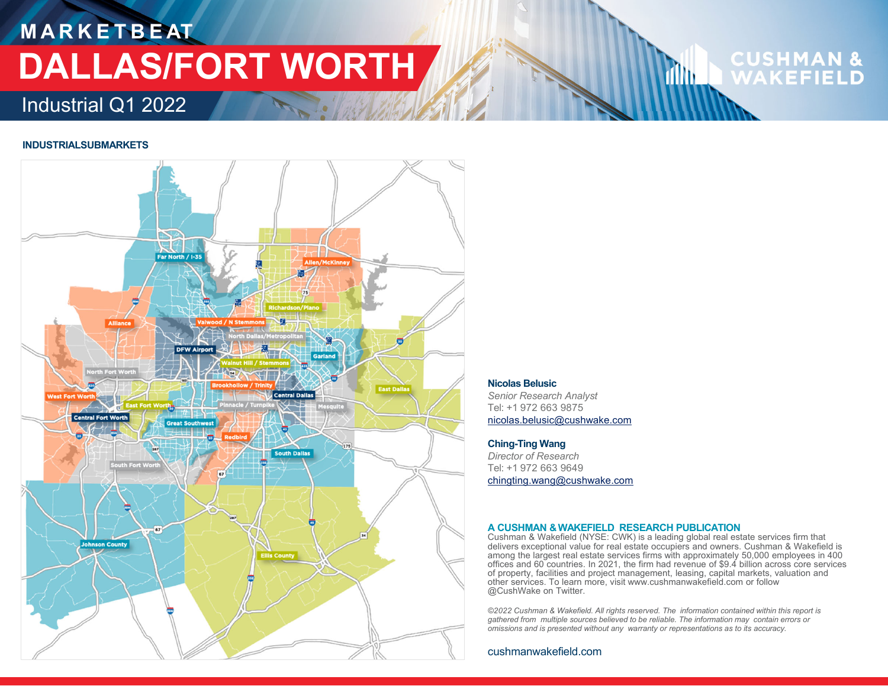MARKETBEAT

# DALLAS/FORT WORTH

Industrial Q1 2022

**INDUSTRIALSUBMARKETS**

Far North / I-35
Allen/McKinney
Richardson/Plano
Alliance
Valwood / N Stemmons
North Dallas/Metropolitan
DFW Airport
Garland
Walnut Hill / Stemmons
North Fort Worth
East Dallas
Brookhollow / Trinity
Central Dallas
West Fort Worth
East Fort Worth
Pinnacle / Turnpike
Mesquite
Central Fort Worth
Great Southwest
Redbird
South Dallas
South Fort Worth
Johnson County
Ellis County

**Nicolas Belusic**
*Senior Research Analyst*
Tel: +1 972 663 9875
nicolas.belusic@cushwake.com

**Ching-Ting Wang**
*Director of Research*
Tel: +1 972 663 9649
chingting.wang@cushwake.com

**A CUSHMAN & WAKEFIELD RESEARCH PUBLICATION**

Cushman & Wakefield (NYSE: CWK) is a leading global real estate services firm that delivers exceptional value for real estate occupiers and owners. Cushman & Wakefield is among the largest real estate services firms with approximately 50,000 employees in 400 offices and 60 countries. In 2021, the firm had revenue of $9.4 billion across core services of property, facilities and project management, leasing, capital markets, valuation and other services. To learn more, visit www.cushmanwakefield.com or follow @CushWake on Twitter.

*©2022 Cushman & Wakefield. All rights reserved. The information contained within this report is gathered from multiple sources believed to be reliable. The information may contain errors or omissions and is presented without any warranty or representations as to its accuracy.*

cushmanwakefield.com